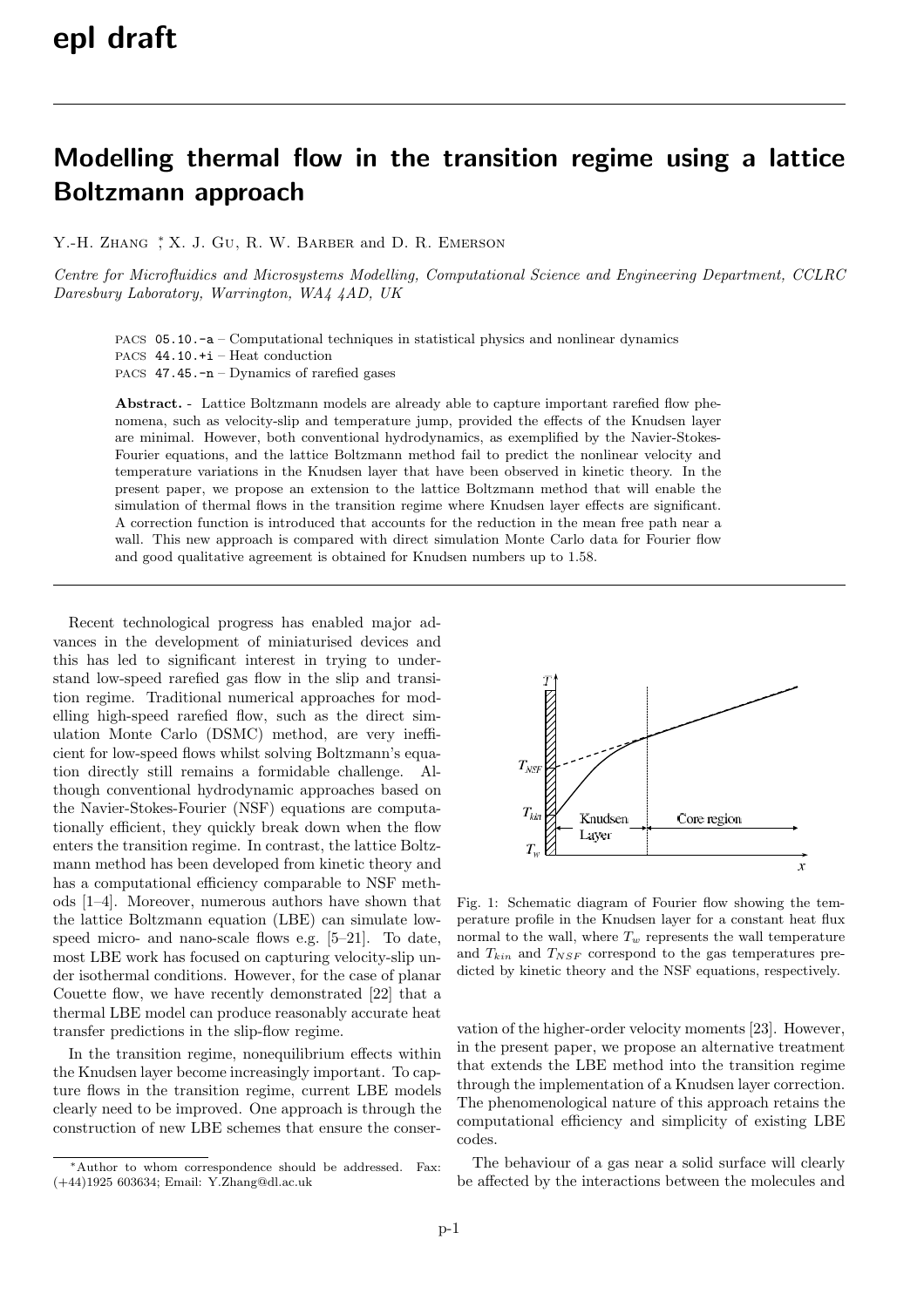# Modelling thermal flow in the transition regime using a lattice Boltzmann approach

Y.-H. Zhang [*], X. J. Gu, R. W. Barber and D. R. Emerson

*Centre for Microfluidics and Microsystems Modelling, Computational Science and Engineering Department, CCLRC Daresbury Laboratory, Warrington, WA4 4AD, UK*

PACS 05.10.-a – Computational techniques in statistical physics and nonlinear dynamics
PACS 44.10.+i – Heat conduction
PACS 47.45.-n – Dynamics of rarefied gases

**Abstract.** - Lattice Boltzmann models are already able to capture important rarefied flow phenomena, such as velocity-slip and temperature jump, provided the effects of the Knudsen layer are minimal. However, both conventional hydrodynamics, as exemplified by the Navier-Stokes-Fourier equations, and the lattice Boltzmann method fail to predict the nonlinear velocity and temperature variations in the Knudsen layer that have been observed in kinetic theory. In the present paper, we propose an extension to the lattice Boltzmann method that will enable the simulation of thermal flows in the transition regime where Knudsen layer effects are significant. A correction function is introduced that accounts for the reduction in the mean free path near a wall. This new approach is compared with direct simulation Monte Carlo data for Fourier flow and good qualitative agreement is obtained for Knudsen numbers up to 1.58.

---

Recent technological progress has enabled major advances in the development of miniaturised devices and this has led to significant interest in trying to understand low-speed rarefied gas flow in the slip and transition regime. Traditional numerical approaches for modelling high-speed rarefied flow, such as the direct simulation Monte Carlo (DSMC) method, are very inefficient for low-speed flows whilst solving Boltzmann's equation directly still remains a formidable challenge. Although conventional hydrodynamic approaches based on the Navier-Stokes-Fourier (NSF) equations are computationally efficient, they quickly break down when the flow enters the transition regime. In contrast, the lattice Boltzmann method has been developed from kinetic theory and has a computational efficiency comparable to NSF methods [1–4]. Moreover, numerous authors have shown that the lattice Boltzmann equation (LBE) can simulate low-speed micro- and nano-scale flows e.g. [5–21]. To date, most LBE work has focused on capturing velocity-slip under isothermal conditions. However, for the case of planar Couette flow, we have recently demonstrated [22] that a thermal LBE model can produce reasonably accurate heat transfer predictions in the slip-flow regime.

In the transition regime, nonequilibrium effects within the Knudsen layer become increasingly important. To capture flows in the transition regime, current LBE models clearly need to be improved. One approach is through the construction of new LBE schemes that ensure the conservation of the higher-order velocity moments [23]. However, in the present paper, we propose an alternative treatment that extends the LBE method into the transition regime through the implementation of a Knudsen layer correction. The phenomenological nature of this approach retains the computational efficiency and simplicity of existing LBE codes.

Fig. 1: Schematic diagram of Fourier flow showing the temperature profile in the Knudsen layer for a constant heat flux normal to the wall, where $T_w$ represents the wall temperature and $T_{kin}$ and $T_{NSF}$ correspond to the gas temperatures predicted by kinetic theory and the NSF equations, respectively.

The behaviour of a gas near a solid surface will clearly be affected by the interactions between the molecules and

[*] Author to whom correspondence should be addressed. Fax: (+44)1925 603634; Email: Y.Zhang@dl.ac.uk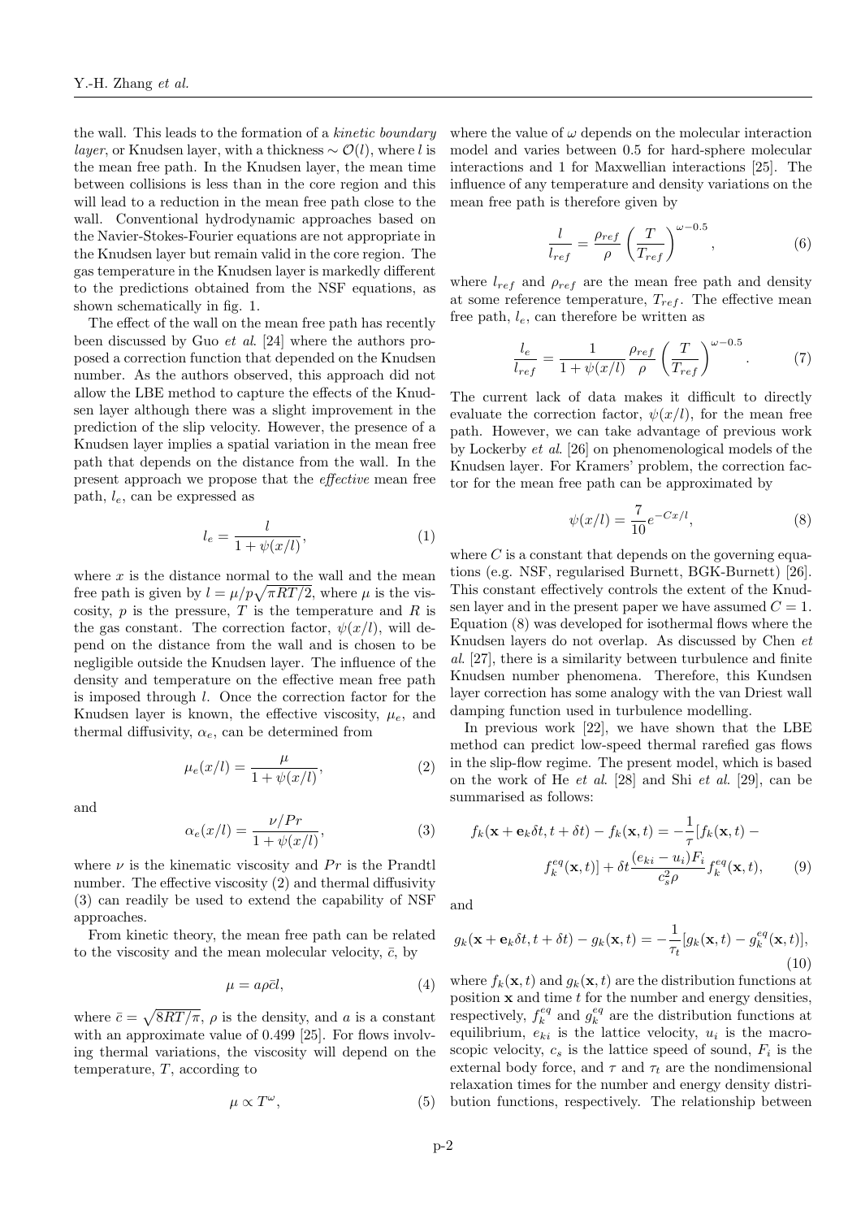the wall. This leads to the formation of a *kinetic boundary layer*, or Knudsen layer, with a thickness $\sim \mathcal{O}(l)$, where $l$ is the mean free path. In the Knudsen layer, the mean time between collisions is less than in the core region and this will lead to a reduction in the mean free path close to the wall. Conventional hydrodynamic approaches based on the Navier-Stokes-Fourier equations are not appropriate in the Knudsen layer but remain valid in the core region. The gas temperature in the Knudsen layer is markedly different to the predictions obtained from the NSF equations, as shown schematically in fig. 1.

The effect of the wall on the mean free path has recently been discussed by Guo *et al*. [24] where the authors proposed a correction function that depended on the Knudsen number. As the authors observed, this approach did not allow the LBE method to capture the effects of the Knudsen layer although there was a slight improvement in the prediction of the slip velocity. However, the presence of a Knudsen layer implies a spatial variation in the mean free path that depends on the distance from the wall. In the present approach we propose that the *effective* mean free path, $l_e$, can be expressed as

$$l_e = \frac{l}{1+\psi(x/l)}, \tag{1}$$

where $x$ is the distance normal to the wall and the mean free path is given by $l = \mu/p\sqrt{\pi RT/2}$, where $\mu$ is the viscosity, $p$ is the pressure, $T$ is the temperature and $R$ is the gas constant. The correction factor, $\psi(x/l)$, will depend on the distance from the wall and is chosen to be negligible outside the Knudsen layer. The influence of the density and temperature on the effective mean free path is imposed through $l$. Once the correction factor for the Knudsen layer is known, the effective viscosity, $\mu_e$, and thermal diffusivity, $\alpha_e$, can be determined from

$$\mu_e(x/l) = \frac{\mu}{1+\psi(x/l)}, \tag{2}$$

and

$$\alpha_e(x/l) = \frac{\nu/Pr}{1+\psi(x/l)}, \tag{3}$$

where $\nu$ is the kinematic viscosity and $Pr$ is the Prandtl number. The effective viscosity (2) and thermal diffusivity (3) can readily be used to extend the capability of NSF approaches.

From kinetic theory, the mean free path can be related to the viscosity and the mean molecular velocity, $\bar{c}$, by

$$\mu = a\rho\bar{c}l, \tag{4}$$

where $\bar{c} = \sqrt{8RT/\pi}$, $\rho$ is the density, and $a$ is a constant with an approximate value of 0.499 [25]. For flows involving thermal variations, the viscosity will depend on the temperature, $T$, according to

$$\mu \propto T^{\omega}, \tag{5}$$

where the value of $\omega$ depends on the molecular interaction model and varies between 0.5 for hard-sphere molecular interactions and 1 for Maxwellian interactions [25]. The influence of any temperature and density variations on the mean free path is therefore given by

$$\frac{l}{l_{ref}} = \frac{\rho_{ref}}{\rho}\left(\frac{T}{T_{ref}}\right)^{\omega-0.5}, \tag{6}$$

where $l_{ref}$ and $\rho_{ref}$ are the mean free path and density at some reference temperature, $T_{ref}$. The effective mean free path, $l_e$, can therefore be written as

$$\frac{l_e}{l_{ref}} = \frac{1}{1+\psi(x/l)}\frac{\rho_{ref}}{\rho}\left(\frac{T}{T_{ref}}\right)^{\omega-0.5}. \tag{7}$$

The current lack of data makes it difficult to directly evaluate the correction factor, $\psi(x/l)$, for the mean free path. However, we can take advantage of previous work by Lockerby *et al*. [26] on phenomenological models of the Knudsen layer. For Kramers' problem, the correction factor for the mean free path can be approximated by

$$\psi(x/l) = \frac{7}{10}e^{-Cx/l}, \tag{8}$$

where $C$ is a constant that depends on the governing equations (e.g. NSF, regularised Burnett, BGK-Burnett) [26]. This constant effectively controls the extent of the Knudsen layer and in the present paper we have assumed $C = 1$. Equation (8) was developed for isothermal flows where the Knudsen layers do not overlap. As discussed by Chen *et al*. [27], there is a similarity between turbulence and finite Knudsen number phenomena. Therefore, this Kundsen layer correction has some analogy with the van Driest wall damping function used in turbulence modelling.

In previous work [22], we have shown that the LBE method can predict low-speed thermal rarefied gas flows in the slip-flow regime. The present model, which is based on the work of He *et al*. [28] and Shi *et al*. [29], can be summarised as follows:

$$f_k(\mathbf{x}+\mathbf{e}_k\delta t, t+\delta t) - f_k(\mathbf{x},t) = -\frac{1}{\tau}[f_k(\mathbf{x},t) - f_k^{eq}(\mathbf{x},t)] + \delta t\frac{(e_{ki}-u_i)F_i}{c_s^2\rho}f_k^{eq}(\mathbf{x},t), \tag{9}$$

and

$$g_k(\mathbf{x}+\mathbf{e}_k\delta t, t+\delta t) - g_k(\mathbf{x},t) = -\frac{1}{\tau_t}[g_k(\mathbf{x},t) - g_k^{eq}(\mathbf{x},t)], \tag{10}$$

where $f_k(\mathbf{x},t)$ and $g_k(\mathbf{x},t)$ are the distribution functions at position $\mathbf{x}$ and time $t$ for the number and energy densities, respectively, $f_k^{eq}$ and $g_k^{eq}$ are the distribution functions at equilibrium, $e_{ki}$ is the lattice velocity, $u_i$ is the macroscopic velocity, $c_s$ is the lattice speed of sound, $F_i$ is the external body force, and $\tau$ and $\tau_t$ are the nondimensional relaxation times for the number and energy density distribution functions, respectively. The relationship between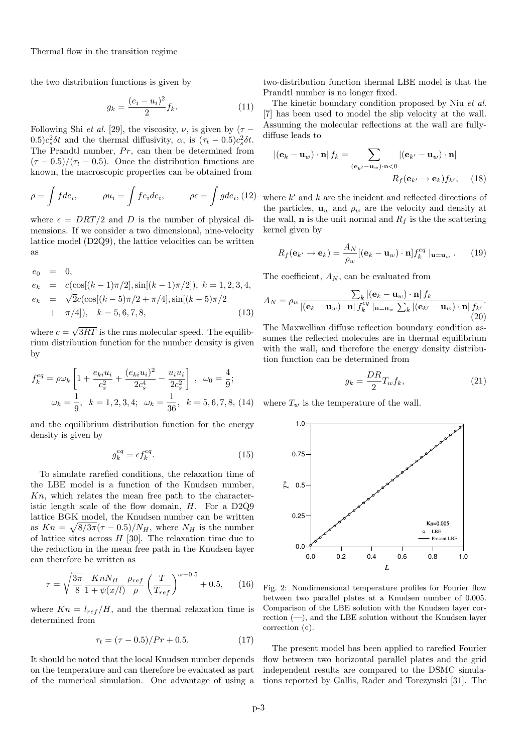the two distribution functions is given by

$$g_k = \frac{(e_i - u_i)^2}{2} f_k. \tag{11}$$

Following Shi *et al.* [29], the viscosity, $\nu$, is given by $(\tau - 0.5)c_s^2\delta t$ and the thermal diffusivity, $\alpha$, is $(\tau_t - 0.5)c_s^2\delta t$. The Prandtl number, $Pr$, can then be determined from $(\tau - 0.5)/(\tau_t - 0.5)$. Once the distribution functions are known, the macroscopic properties can be obtained from

$$\rho = \int f de_i, \qquad \rho u_i = \int f e_i de_i, \qquad \rho\epsilon = \int g de_i, \tag{12}$$

where $\epsilon = DRT/2$ and $D$ is the number of physical dimensions. If we consider a two dimensional, nine-velocity lattice model (D2Q9), the lattice velocities can be written as

$$\begin{aligned}
e_0 &= 0, \\
e_k &= c(\cos[(k-1)\pi/2], \sin[(k-1)\pi/2]),\ k = 1,2,3,4, \\
e_k &= \sqrt{2}c(\cos[(k-5)\pi/2 + \pi/4], \sin[(k-5)\pi/2 \\
&+ \pi/4]), \quad k = 5,6,7,8,
\end{aligned} \tag{13}$$

where $c = \sqrt{3RT}$ is the rms molecular speed. The equilibrium distribution function for the number density is given by

$$f_k^{eq} = \rho\omega_k \left[1 + \frac{e_{ki}u_i}{c_s^2} + \frac{(e_{ki}u_i)^2}{2c_s^4} - \frac{u_i u_i}{2c_s^2}\right], \ \omega_0 = \frac{4}{9};$$
$$\omega_k = \frac{1}{9}, \ \ k = 1,2,3,4; \ \ \omega_k = \frac{1}{36}, \ \ k = 5,6,7,8, \tag{14}$$

and the equilibrium distribution function for the energy density is given by

$$g_k^{eq} = \epsilon f_k^{eq}. \tag{15}$$

To simulate rarefied conditions, the relaxation time of the LBE model is a function of the Knudsen number, $Kn$, which relates the mean free path to the characteristic length scale of the flow domain, $H$. For a D2Q9 lattice BGK model, the Knudsen number can be written as $Kn = \sqrt{8/3\pi}(\tau - 0.5)/N_H$, where $N_H$ is the number of lattice sites across $H$ [30]. The relaxation time due to the reduction in the mean free path in the Knudsen layer can therefore be written as

$$\tau = \sqrt{\frac{3\pi}{8}} \frac{Kn N_H}{1 + \psi(x/l)} \frac{\rho_{ref}}{\rho} \left(\frac{T}{T_{ref}}\right)^{\omega - 0.5} + 0.5, \tag{16}$$

where $Kn = l_{ref}/H$, and the thermal relaxation time is determined from

$$\tau_t = (\tau - 0.5)/Pr + 0.5. \tag{17}$$

It should be noted that the local Knudsen number depends on the temperature and can therefore be evaluated as part of the numerical simulation. One advantage of using a two-distribution function thermal LBE model is that the Prandtl number is no longer fixed.

The kinetic boundary condition proposed by Niu *et al.* [7] has been used to model the slip velocity at the wall. Assuming the molecular reflections at the wall are fully-diffuse leads to

$$|(\mathbf{e}_k - \mathbf{u}_w) \cdot \mathbf{n}| f_k = \sum_{(\mathbf{e}_{k'} - \mathbf{u}_w)\cdot\mathbf{n} < 0} |(\mathbf{e}_{k'} - \mathbf{u}_w) \cdot \mathbf{n}| \, R_f(\mathbf{e}_{k'} \to \mathbf{e}_k) f_{k'}, \tag{18}$$

where $k'$ and $k$ are the incident and reflected directions of the particles, $\mathbf{u}_w$ and $\rho_w$ are the velocity and density at the wall, $\mathbf{n}$ is the unit normal and $R_f$ is the the scattering kernel given by

$$R_f(\mathbf{e}_{k'} \to \mathbf{e}_k) = \frac{A_N}{\rho_w}[(\mathbf{e}_k - \mathbf{u}_w) \cdot \mathbf{n}] f_k^{eq} \mid_{\mathbf{u}=\mathbf{u}_w}. \tag{19}$$

The coefficient, $A_N$, can be evaluated from

$$A_N = \rho_w \frac{\sum_k |(\mathbf{e}_k - \mathbf{u}_w) \cdot \mathbf{n}| f_k}{|(\mathbf{e}_k - \mathbf{u}_w) \cdot \mathbf{n}| \, f_k^{eq} \mid_{\mathbf{u}=\mathbf{u}_w} \sum_k |(\mathbf{e}_{k'} - \mathbf{u}_w) \cdot \mathbf{n}| f_{k'}}. \tag{20}$$

The Maxwellian diffuse reflection boundary condition assumes the reflected molecules are in thermal equilibrium with the wall, and therefore the energy density distribution function can be determined from

$$g_k = \frac{DR}{2} T_w f_k, \tag{21}$$

where $T_w$ is the temperature of the wall.

Fig. 2: Nondimensional temperature profiles for Fourier flow between two parallel plates at a Knudsen number of 0.005. Comparison of the LBE solution with the Knudsen layer correction (—), and the LBE solution without the Knudsen layer correction (∘).

The present model has been applied to rarefied Fourier flow between two horizontal parallel plates and the grid independent results are compared to the DSMC simulations reported by Gallis, Rader and Torczynski [31]. The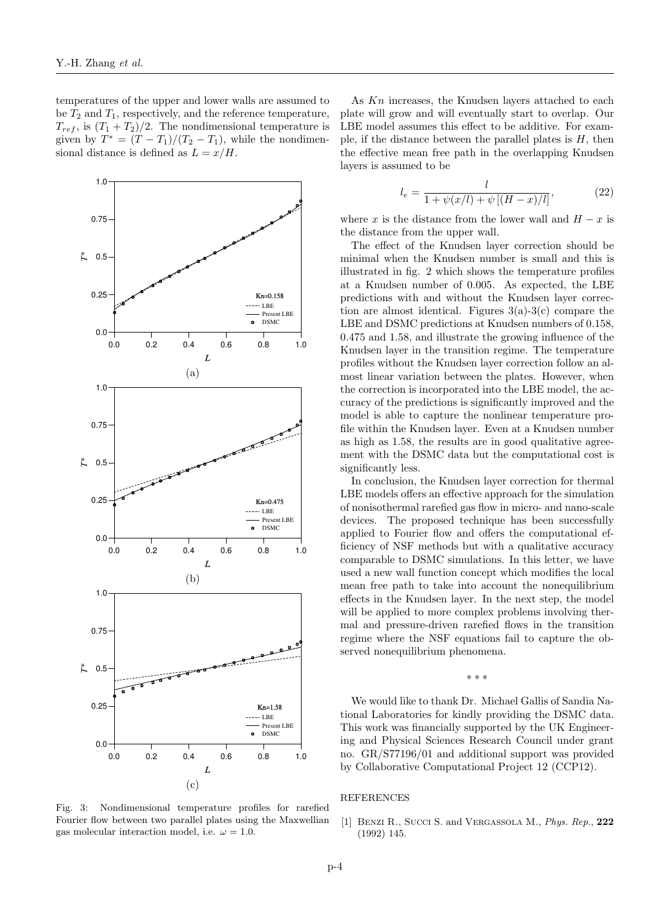temperatures of the upper and lower walls are assumed to be $T_2$ and $T_1$, respectively, and the reference temperature, $T_{ref}$, is $(T_1 + T_2)/2$. The nondimensional temperature is given by $T^* = (T - T_1)/(T_2 - T_1)$, while the nondimensional distance is defined as $L = x/H$.

Fig. 3: Nondimensional temperature profiles for rarefied Fourier flow between two parallel plates using the Maxwellian gas molecular interaction model, i.e. $\omega = 1.0$.

As $Kn$ increases, the Knudsen layers attached to each plate will grow and will eventually start to overlap. Our LBE model assumes this effect to be additive. For example, if the distance between the parallel plates is $H$, then the effective mean free path in the overlapping Knudsen layers is assumed to be

$$l_e = \frac{l}{1 + \psi(x/l) + \psi\left[(H - x)/l\right]}, \tag{22}$$

where $x$ is the distance from the lower wall and $H - x$ is the distance from the upper wall.

The effect of the Knudsen layer correction should be minimal when the Knudsen number is small and this is illustrated in fig. 2 which shows the temperature profiles at a Knudsen number of 0.005. As expected, the LBE predictions with and without the Knudsen layer correction are almost identical. Figures 3(a)-3(c) compare the LBE and DSMC predictions at Knudsen numbers of 0.158, 0.475 and 1.58, and illustrate the growing influence of the Knudsen layer in the transition regime. The temperature profiles without the Knudsen layer correction follow an almost linear variation between the plates. However, when the correction is incorporated into the LBE model, the accuracy of the predictions is significantly improved and the model is able to capture the nonlinear temperature profile within the Knudsen layer. Even at a Knudsen number as high as 1.58, the results are in good qualitative agreement with the DSMC data but the computational cost is significantly less.

In conclusion, the Knudsen layer correction for thermal LBE models offers an effective approach for the simulation of nonisothermal rarefied gas flow in micro- and nano-scale devices. The proposed technique has been successfully applied to Fourier flow and offers the computational efficiency of NSF methods but with a qualitative accuracy comparable to DSMC simulations. In this letter, we have used a new wall function concept which modifies the local mean free path to take into account the nonequilibrium effects in the Knudsen layer. In the next step, the model will be applied to more complex problems involving thermal and pressure-driven rarefied flows in the transition regime where the NSF equations fail to capture the observed nonequilibrium phenomena.

\* \* \*

We would like to thank Dr. Michael Gallis of Sandia National Laboratories for kindly providing the DSMC data. This work was financially supported by the UK Engineering and Physical Sciences Research Council under grant no. GR/S77196/01 and additional support was provided by Collaborative Computational Project 12 (CCP12).

REFERENCES

[1] Benzi R., Succi S. and Vergassola M., *Phys. Rep.*, **222** (1992) 145.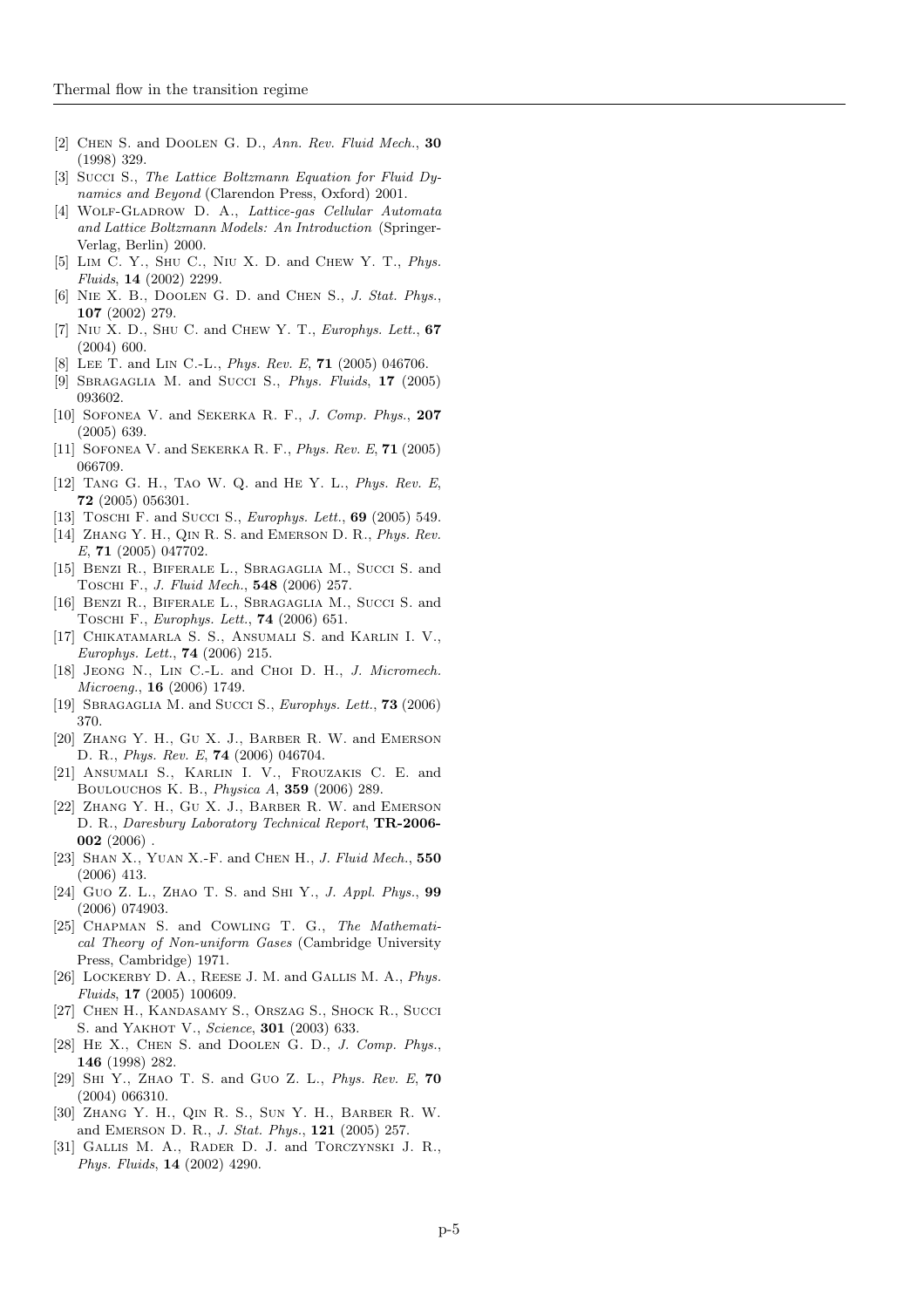[2] Chen S. and Doolen G. D., *Ann. Rev. Fluid Mech.*, **30** (1998) 329.

[3] Succi S., *The Lattice Boltzmann Equation for Fluid Dynamics and Beyond* (Clarendon Press, Oxford) 2001.

[4] Wolf-Gladrow D. A., *Lattice-gas Cellular Automata and Lattice Boltzmann Models: An Introduction* (Springer-Verlag, Berlin) 2000.

[5] Lim C. Y., Shu C., Niu X. D. and Chew Y. T., *Phys. Fluids*, **14** (2002) 2299.

[6] Nie X. B., Doolen G. D. and Chen S., *J. Stat. Phys.*, **107** (2002) 279.

[7] Niu X. D., Shu C. and Chew Y. T., *Europhys. Lett.*, **67** (2004) 600.

[8] Lee T. and Lin C.-L., *Phys. Rev. E*, **71** (2005) 046706.

[9] Sbragaglia M. and Succi S., *Phys. Fluids*, **17** (2005) 093602.

[10] Sofonea V. and Sekerka R. F., *J. Comp. Phys.*, **207** (2005) 639.

[11] Sofonea V. and Sekerka R. F., *Phys. Rev. E*, **71** (2005) 066709.

[12] Tang G. H., Tao W. Q. and He Y. L., *Phys. Rev. E*, **72** (2005) 056301.

[13] Toschi F. and Succi S., *Europhys. Lett.*, **69** (2005) 549.

[14] Zhang Y. H., Qin R. S. and Emerson D. R., *Phys. Rev. E*, **71** (2005) 047702.

[15] Benzi R., Biferale L., Sbragaglia M., Succi S. and Toschi F., *J. Fluid Mech.*, **548** (2006) 257.

[16] Benzi R., Biferale L., Sbragaglia M., Succi S. and Toschi F., *Europhys. Lett.*, **74** (2006) 651.

[17] Chikatamarla S. S., Ansumali S. and Karlin I. V., *Europhys. Lett.*, **74** (2006) 215.

[18] Jeong N., Lin C.-L. and Choi D. H., *J. Micromech. Microeng.*, **16** (2006) 1749.

[19] Sbragaglia M. and Succi S., *Europhys. Lett.*, **73** (2006) 370.

[20] Zhang Y. H., Gu X. J., Barber R. W. and Emerson D. R., *Phys. Rev. E*, **74** (2006) 046704.

[21] Ansumali S., Karlin I. V., Frouzakis C. E. and Boulouchos K. B., *Physica A*, **359** (2006) 289.

[22] Zhang Y. H., Gu X. J., Barber R. W. and Emerson D. R., *Daresbury Laboratory Technical Report*, **TR-2006-002** (2006) .

[23] Shan X., Yuan X.-F. and Chen H., *J. Fluid Mech.*, **550** (2006) 413.

[24] Guo Z. L., Zhao T. S. and Shi Y., *J. Appl. Phys.*, **99** (2006) 074903.

[25] Chapman S. and Cowling T. G., *The Mathematical Theory of Non-uniform Gases* (Cambridge University Press, Cambridge) 1971.

[26] Lockerby D. A., Reese J. M. and Gallis M. A., *Phys. Fluids*, **17** (2005) 100609.

[27] Chen H., Kandasamy S., Orszag S., Shock R., Succi S. and Yakhot V., *Science*, **301** (2003) 633.

[28] He X., Chen S. and Doolen G. D., *J. Comp. Phys.*, **146** (1998) 282.

[29] Shi Y., Zhao T. S. and Guo Z. L., *Phys. Rev. E*, **70** (2004) 066310.

[30] Zhang Y. H., Qin R. S., Sun Y. H., Barber R. W. and Emerson D. R., *J. Stat. Phys.*, **121** (2005) 257.

[31] Gallis M. A., Rader D. J. and Torczynski J. R., *Phys. Fluids*, **14** (2002) 4290.